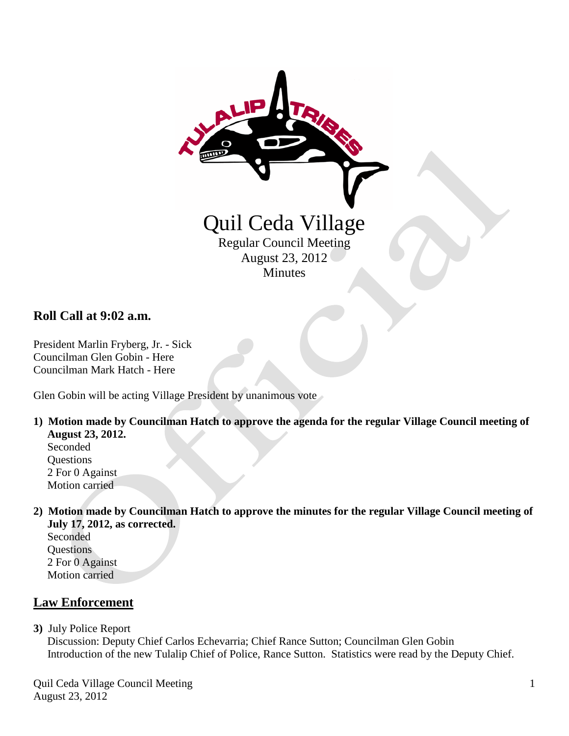# Quil Ceda Village

Regular Council Meeting
August 23, 2012
Minutes

## Roll Call at 9:02 a.m.

President Marlin Fryberg, Jr. - Sick
Councilman Glen Gobin - Here
Councilman Mark Hatch - Here

Glen Gobin will be acting Village President by unanimous vote

1) **Motion made by Councilman Hatch to approve the agenda for the regular Village Council meeting of August 23, 2012.**
   Seconded
   Questions
   2 For 0 Against
   Motion carried

2) **Motion made by Councilman Hatch to approve the minutes for the regular Village Council meeting of July 17, 2012, as corrected.**
   Seconded
   Questions
   2 For 0 Against
   Motion carried

## Law Enforcement

3) July Police Report
   Discussion: Deputy Chief Carlos Echevarria; Chief Rance Sutton; Councilman Glen Gobin
   Introduction of the new Tulalip Chief of Police, Rance Sutton. Statistics were read by the Deputy Chief.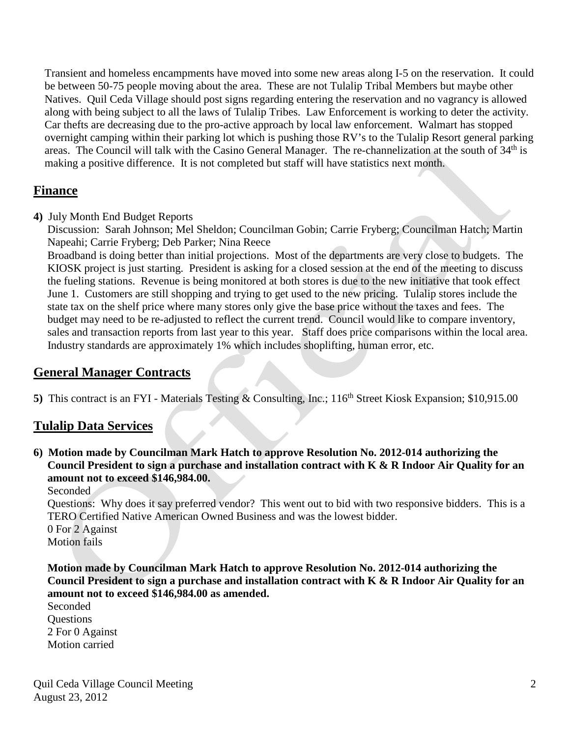Transient and homeless encampments have moved into some new areas along I-5 on the reservation. It could be between 50-75 people moving about the area. These are not Tulalip Tribal Members but maybe other Natives. Quil Ceda Village should post signs regarding entering the reservation and no vagrancy is allowed along with being subject to all the laws of Tulalip Tribes. Law Enforcement is working to deter the activity. Car thefts are decreasing due to the pro-active approach by local law enforcement. Walmart has stopped overnight camping within their parking lot which is pushing those RV's to the Tulalip Resort general parking areas. The Council will talk with the Casino General Manager. The re-channelization at the south of 34th is making a positive difference. It is not completed but staff will have statistics next month.

## Finance

**4)** July Month End Budget Reports

Discussion: Sarah Johnson; Mel Sheldon; Councilman Gobin; Carrie Fryberg; Councilman Hatch; Martin Napeahi; Carrie Fryberg; Deb Parker; Nina Reece

Broadband is doing better than initial projections. Most of the departments are very close to budgets. The KIOSK project is just starting. President is asking for a closed session at the end of the meeting to discuss the fueling stations. Revenue is being monitored at both stores is due to the new initiative that took effect June 1. Customers are still shopping and trying to get used to the new pricing. Tulalip stores include the state tax on the shelf price where many stores only give the base price without the taxes and fees. The budget may need to be re-adjusted to reflect the current trend. Council would like to compare inventory, sales and transaction reports from last year to this year. Staff does price comparisons within the local area. Industry standards are approximately 1% which includes shoplifting, human error, etc.

## General Manager Contracts

**5)** This contract is an FYI - Materials Testing & Consulting, Inc.; 116th Street Kiosk Expansion; $10,915.00

## Tulalip Data Services

**6) Motion made by Councilman Mark Hatch to approve Resolution No. 2012-014 authorizing the Council President to sign a purchase and installation contract with K & R Indoor Air Quality for an amount not to exceed $146,984.00.**

Seconded

Questions: Why does it say preferred vendor? This went out to bid with two responsive bidders. This is a TERO Certified Native American Owned Business and was the lowest bidder.

0 For 2 Against

Motion fails

**Motion made by Councilman Mark Hatch to approve Resolution No. 2012-014 authorizing the Council President to sign a purchase and installation contract with K & R Indoor Air Quality for an amount not to exceed $146,984.00 as amended.**

Seconded

Questions

2 For 0 Against

Motion carried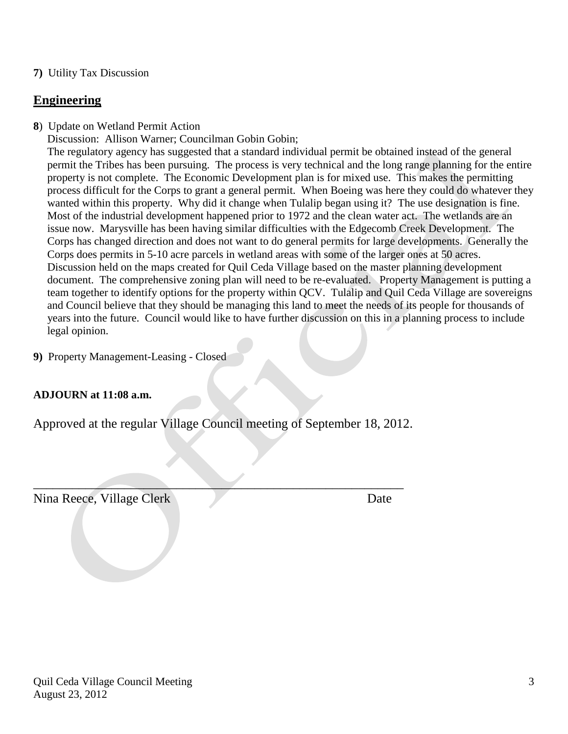**7)** Utility Tax Discussion

## Engineering

**8**) Update on Wetland Permit Action

Discussion: Allison Warner; Councilman Gobin Gobin;

The regulatory agency has suggested that a standard individual permit be obtained instead of the general permit the Tribes has been pursuing. The process is very technical and the long range planning for the entire property is not complete. The Economic Development plan is for mixed use. This makes the permitting process difficult for the Corps to grant a general permit. When Boeing was here they could do whatever they wanted within this property. Why did it change when Tulalip began using it? The use designation is fine. Most of the industrial development happened prior to 1972 and the clean water act. The wetlands are an issue now. Marysville has been having similar difficulties with the Edgecomb Creek Development. The Corps has changed direction and does not want to do general permits for large developments. Generally the Corps does permits in 5-10 acre parcels in wetland areas with some of the larger ones at 50 acres. Discussion held on the maps created for Quil Ceda Village based on the master planning development document. The comprehensive zoning plan will need to be re-evaluated. Property Management is putting a team together to identify options for the property within QCV. Tulalip and Quil Ceda Village are sovereigns and Council believe that they should be managing this land to meet the needs of its people for thousands of years into the future. Council would like to have further discussion on this in a planning process to include legal opinion.

**9)** Property Management-Leasing - Closed

**ADJOURN at 11:08 a.m.**

Approved at the regular Village Council meeting of September 18, 2012.

\_\_\_\_\_\_\_\_\_\_\_\_\_\_\_\_\_\_\_\_\_\_\_\_\_\_\_\_\_\_\_\_\_\_\_\_\_\_\_\_\_\_\_\_\_\_\_\_\_\_\_\_\_\_\_\_\_\_

Nina Reece, Village Clerk                                        Date